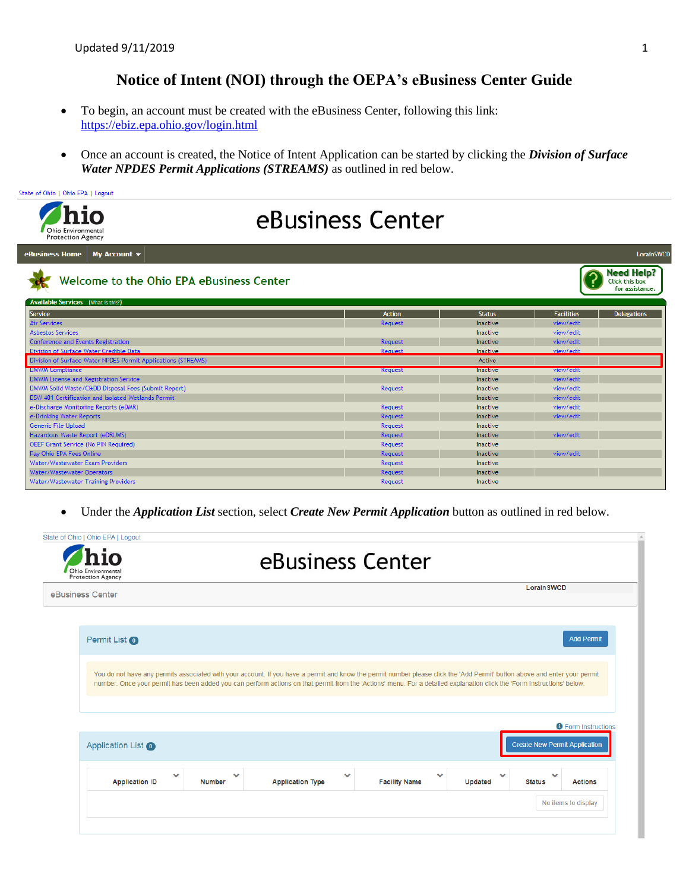# Notice of Intent (NOI) through the OEPA's eBusiness Center Guide

- To begin, an account must be created with the eBusiness Center, following this link: https://ebiz.epa.ohio.gov/login.html

- Once an account is created, the Notice of Intent Application can be started by clicking the ***Division of Surface Water NPDES Permit Applications (STREAMS)*** as outlined in red below.

State of Ohio | Ohio EPA | Logout

Ohio Environmental Protection Agency

eBusiness Center

eBusiness Home | My Account | LorainSWCD

Welcome to the Ohio EPA eBusiness Center

Need Help? Click this box for assistance.

Available Services (What is this?)

| Service | Action | Status | Facilities | Delegations |
|---|---|---|---|---|
| Air Services | Request | Inactive | view/edit | |
| Asbestos Services | | Inactive | view/edit | |
| Conference and Events Registration | Request | Inactive | view/edit | |
| Division of Surface Water Credible Data | Request | Inactive | view/edit | |
| Division of Surface Water NPDES Permit Applications (STREAMS) | | Active | | |
| DMWM Compliance | Request | Inactive | view/edit | |
| DMWM License and Registration Service | | Inactive | view/edit | |
| DMWM Solid Waste/C&DD Disposal Fees (Submit Report) | Request | Inactive | view/edit | |
| DSW 401 Certification and Isolated Wetlands Permit | | Inactive | view/edit | |
| e-Discharge Monitoring Reports (eDMR) | Request | Inactive | view/edit | |
| e-Drinking Water Reports | Request | Inactive | view/edit | |
| Generic File Upload | Request | Inactive | | |
| Hazardous Waste Report (eDRUMS) | Request | Inactive | view/edit | |
| OEEF Grant Service (No PIN Required) | Request | Inactive | | |
| Pay Ohio EPA Fees Online | Request | Inactive | view/edit | |
| Water/Wastewater Exam Providers | Request | Inactive | | |
| Water/Wastewater Operators | Request | Inactive | | |
| Water/Wastewater Training Providers | Request | Inactive | | |

- Under the ***Application List*** section, select ***Create New Permit Application*** button as outlined in red below.

State of Ohio | Ohio EPA | Logout

Ohio Environmental Protection Agency

eBusiness Center

eBusiness Center | Lorain SWCD

Permit List 0 | Add Permit

You do not have any permits associated with your account. If you have a permit and know the permit number please click the 'Add Permit' button above and enter your permit number. Once your permit has been added you can perform actions on that permit from the 'Actions' menu. For a detailed explanation click the 'Form Instructions' below.

Form Instructions

Application List 0 | Create New Permit Application

| Application ID | Number | Application Type | Facility Name | Updated | Status | Actions |
|---|---|---|---|---|---|---|
| | | | | | | No items to display |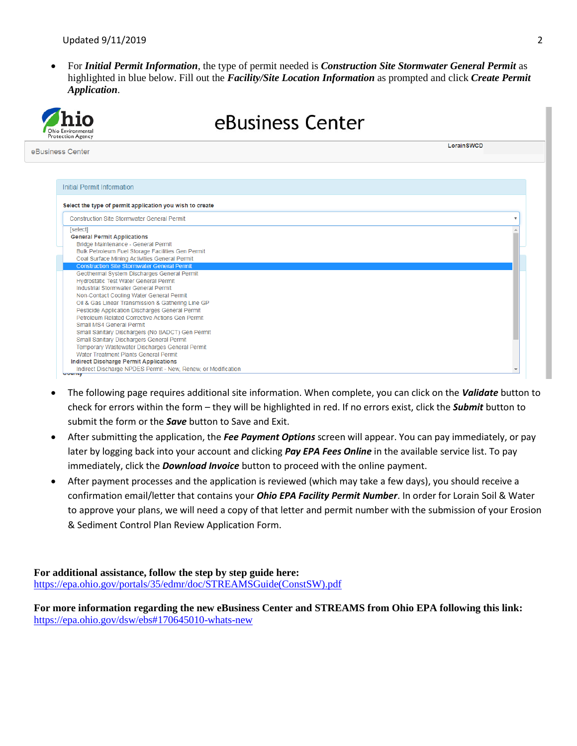- For ***Initial Permit Information***, the type of permit needed is ***Construction Site Stormwater General Permit*** as highlighted in blue below. Fill out the ***Facility/Site Location Information*** as prompted and click ***Create Permit Application***.

- The following page requires additional site information. When complete, you can click on the ***Validate*** button to check for errors within the form – they will be highlighted in red. If no errors exist, click the ***Submit*** button to submit the form or the ***Save*** button to Save and Exit.
- After submitting the application, the ***Fee Payment Options*** screen will appear. You can pay immediately, or pay later by logging back into your account and clicking ***Pay EPA Fees Online*** in the available service list. To pay immediately, click the ***Download Invoice*** button to proceed with the online payment.
- After payment processes and the application is reviewed (which may take a few days), you should receive a confirmation email/letter that contains your ***Ohio EPA Facility Permit Number***. In order for Lorain Soil & Water to approve your plans, we will need a copy of that letter and permit number with the submission of your Erosion & Sediment Control Plan Review Application Form.

**For additional assistance, follow the step by step guide here:**
https://epa.ohio.gov/portals/35/edmr/doc/STREAMSGuide(ConstSW).pdf

**For more information regarding the new eBusiness Center and STREAMS from Ohio EPA following this link:**
https://epa.ohio.gov/dsw/ebs#170645010-whats-new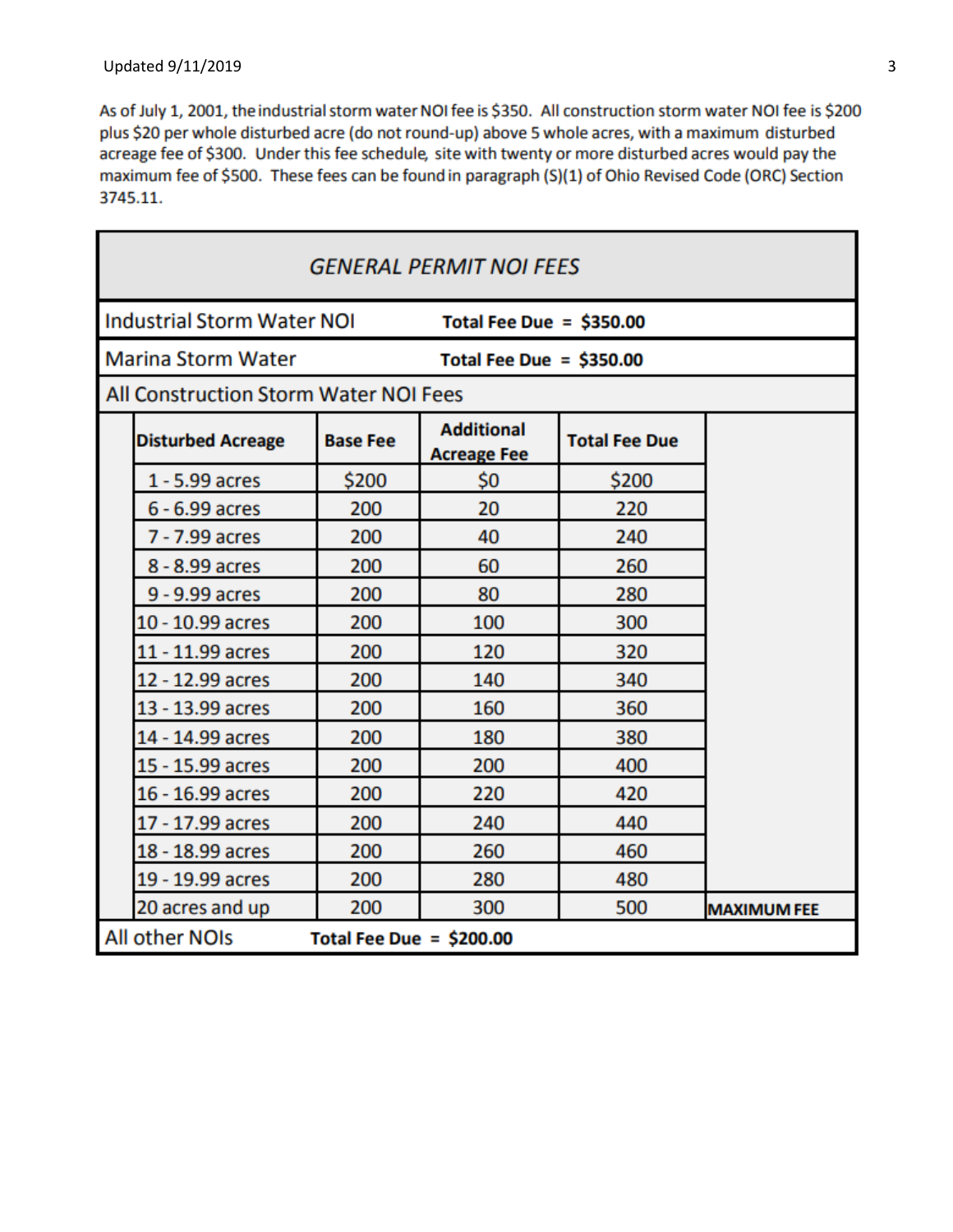As of July 1, 2001, the industrial storm water NOI fee is $350. All construction storm water NOI fee is $200 plus $20 per whole disturbed acre (do not round-up) above 5 whole acres, with a maximum disturbed acreage fee of $300. Under this fee schedule, site with twenty or more disturbed acres would pay the maximum fee of $500. These fees can be found in paragraph (S)(1) of Ohio Revised Code (ORC) Section 3745.11.

| *GENERAL PERMIT NOI FEES* | | | | |
|---|---|---|---|---|
| Industrial Storm Water NOI | **Total Fee Due = $350.00** | | | |
| Marina Storm Water | **Total Fee Due = $350.00** | | | |
| All Construction Storm Water NOI Fees | | | | |
| **Disturbed Acreage** | **Base Fee** | **Additional Acreage Fee** | **Total Fee Due** | |
| 1 - 5.99 acres | $200 | $0 | $200 | |
| 6 - 6.99 acres | 200 | 20 | 220 | |
| 7 - 7.99 acres | 200 | 40 | 240 | |
| 8 - 8.99 acres | 200 | 60 | 260 | |
| 9 - 9.99 acres | 200 | 80 | 280 | |
| 10 - 10.99 acres | 200 | 100 | 300 | |
| 11 - 11.99 acres | 200 | 120 | 320 | |
| 12 - 12.99 acres | 200 | 140 | 340 | |
| 13 - 13.99 acres | 200 | 160 | 360 | |
| 14 - 14.99 acres | 200 | 180 | 380 | |
| 15 - 15.99 acres | 200 | 200 | 400 | |
| 16 - 16.99 acres | 200 | 220 | 420 | |
| 17 - 17.99 acres | 200 | 240 | 440 | |
| 18 - 18.99 acres | 200 | 260 | 460 | |
| 19 - 19.99 acres | 200 | 280 | 480 | |
| 20 acres and up | 200 | 300 | 500 | **MAXIMUM FEE** |
| All other NOIs | **Total Fee Due = $200.00** | | | |